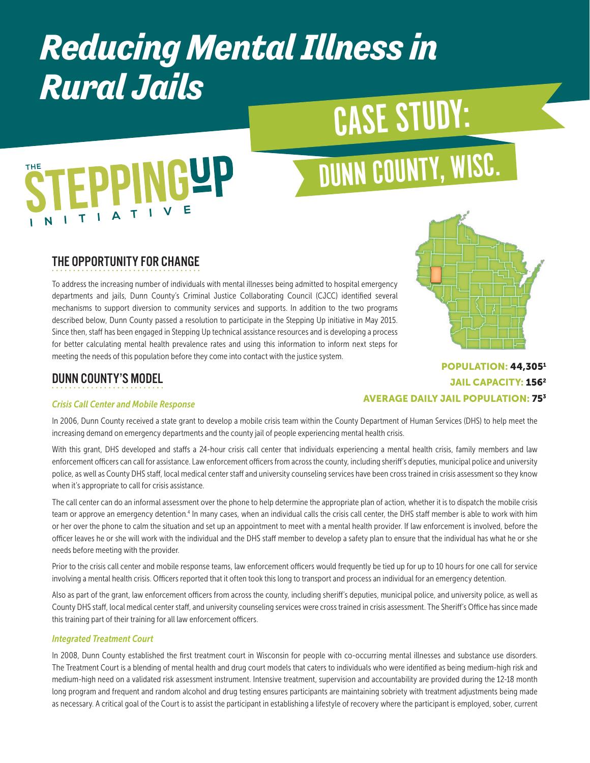# Reducing Mental Illness in Rural Jails

# CASE STUDY: DUNN COUNTY, WISC.

THE STEPPING UP INITIATIVE

## THE OPPORTUNITY FOR CHANGE

To address the increasing number of individuals with mental illnesses being admitted to hospital emergency departments and jails, Dunn County's Criminal Justice Collaborating Council (CJCC) identified several mechanisms to support diversion to community services and supports. In addition to the two programs described below, Dunn County passed a resolution to participate in the Stepping Up initiative in May 2015. Since then, staff has been engaged in Stepping Up technical assistance resources and is developing a process for better calculating mental health prevalence rates and using this information to inform next steps for meeting the needs of this population before they come into contact with the justice system.

**POPULATION: 44,305[1]**
**JAIL CAPACITY: 156[2]**
**AVERAGE DAILY JAIL POPULATION: 75[3]**

## DUNN COUNTY'S MODEL

### *Crisis Call Center and Mobile Response*

In 2006, Dunn County received a state grant to develop a mobile crisis team within the County Department of Human Services (DHS) to help meet the increasing demand on emergency departments and the county jail of people experiencing mental health crisis.

With this grant, DHS developed and staffs a 24-hour crisis call center that individuals experiencing a mental health crisis, family members and law enforcement officers can call for assistance. Law enforcement officers from across the county, including sheriff's deputies, municipal police and university police, as well as County DHS staff, local medical center staff and university counseling services have been cross trained in crisis assessment so they know when it's appropriate to call for crisis assistance.

The call center can do an informal assessment over the phone to help determine the appropriate plan of action, whether it is to dispatch the mobile crisis team or approve an emergency detention.[4] In many cases, when an individual calls the crisis call center, the DHS staff member is able to work with him or her over the phone to calm the situation and set up an appointment to meet with a mental health provider. If law enforcement is involved, before the officer leaves he or she will work with the individual and the DHS staff member to develop a safety plan to ensure that the individual has what he or she needs before meeting with the provider.

Prior to the crisis call center and mobile response teams, law enforcement officers would frequently be tied up for up to 10 hours for one call for service involving a mental health crisis. Officers reported that it often took this long to transport and process an individual for an emergency detention.

Also as part of the grant, law enforcement officers from across the county, including sheriff's deputies, municipal police, and university police, as well as County DHS staff, local medical center staff, and university counseling services were cross trained in crisis assessment. The Sheriff's Office has since made this training part of their training for all law enforcement officers.

### *Integrated Treatment Court*

In 2008, Dunn County established the first treatment court in Wisconsin for people with co-occurring mental illnesses and substance use disorders. The Treatment Court is a blending of mental health and drug court models that caters to individuals who were identified as being medium-high risk and medium-high need on a validated risk assessment instrument. Intensive treatment, supervision and accountability are provided during the 12-18 month long program and frequent and random alcohol and drug testing ensures participants are maintaining sobriety with treatment adjustments being made as necessary. A critical goal of the Court is to assist the participant in establishing a lifestyle of recovery where the participant is employed, sober, current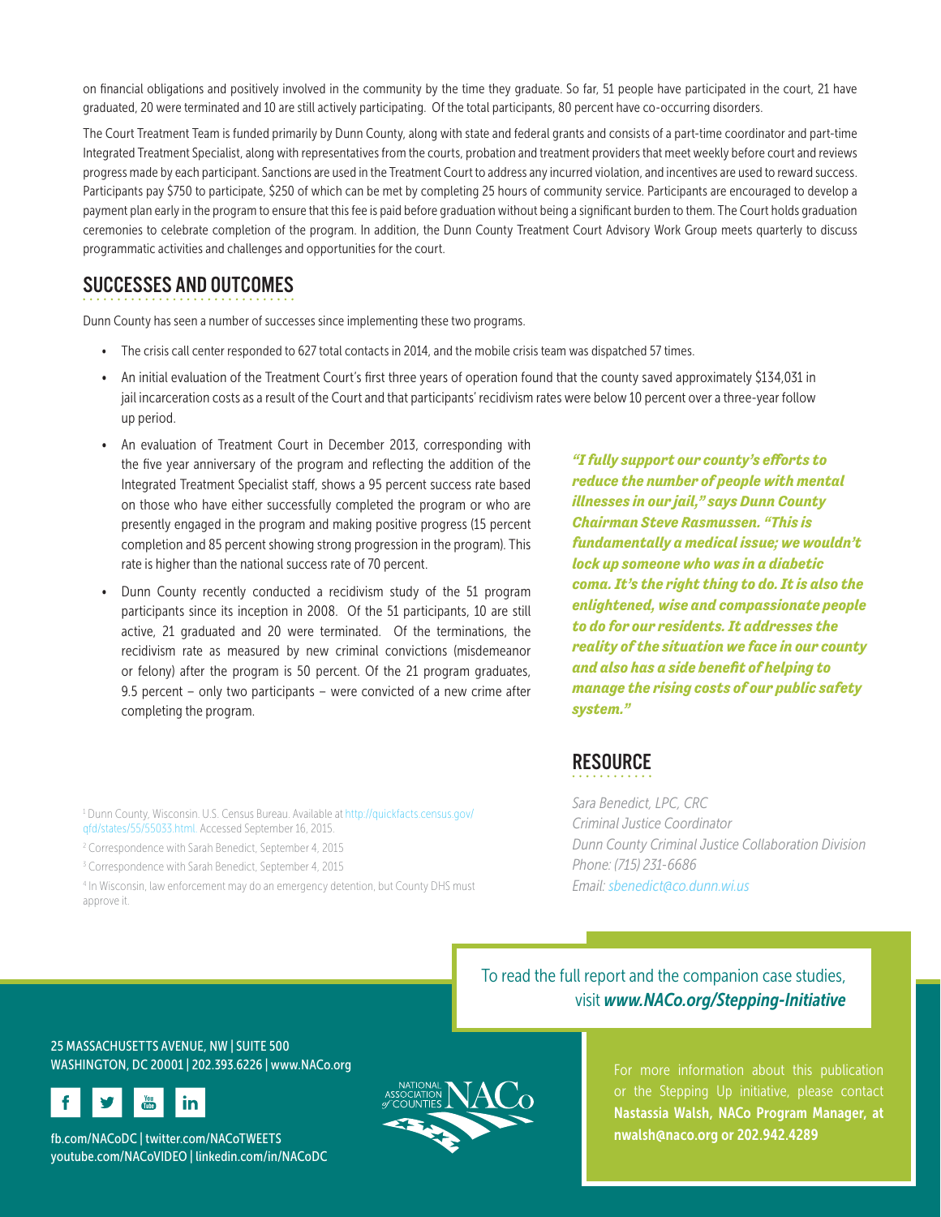on financial obligations and positively involved in the community by the time they graduate. So far, 51 people have participated in the court, 21 have graduated, 20 were terminated and 10 are still actively participating. Of the total participants, 80 percent have co-occurring disorders.

The Court Treatment Team is funded primarily by Dunn County, along with state and federal grants and consists of a part-time coordinator and part-time Integrated Treatment Specialist, along with representatives from the courts, probation and treatment providers that meet weekly before court and reviews progress made by each participant. Sanctions are used in the Treatment Court to address any incurred violation, and incentives are used to reward success. Participants pay $750 to participate, $250 of which can be met by completing 25 hours of community service. Participants are encouraged to develop a payment plan early in the program to ensure that this fee is paid before graduation without being a significant burden to them. The Court holds graduation ceremonies to celebrate completion of the program. In addition, the Dunn County Treatment Court Advisory Work Group meets quarterly to discuss programmatic activities and challenges and opportunities for the court.

## SUCCESSES AND OUTCOMES

Dunn County has seen a number of successes since implementing these two programs.

- The crisis call center responded to 627 total contacts in 2014, and the mobile crisis team was dispatched 57 times.
- An initial evaluation of the Treatment Court's first three years of operation found that the county saved approximately $134,031 in jail incarceration costs as a result of the Court and that participants' recidivism rates were below 10 percent over a three-year follow up period.
- An evaluation of Treatment Court in December 2013, corresponding with the five year anniversary of the program and reflecting the addition of the Integrated Treatment Specialist staff, shows a 95 percent success rate based on those who have either successfully completed the program or who are presently engaged in the program and making positive progress (15 percent completion and 85 percent showing strong progression in the program). This rate is higher than the national success rate of 70 percent.
- Dunn County recently conducted a recidivism study of the 51 program participants since its inception in 2008. Of the 51 participants, 10 are still active, 21 graduated and 20 were terminated. Of the terminations, the recidivism rate as measured by new criminal convictions (misdemeanor or felony) after the program is 50 percent. Of the 21 program graduates, 9.5 percent – only two participants – were convicted of a new crime after completing the program.

***"I fully support our county's efforts to reduce the number of people with mental illnesses in our jail," says Dunn County Chairman Steve Rasmussen. "This is fundamentally a medical issue; we wouldn't lock up someone who was in a diabetic coma. It's the right thing to do. It is also the enlightened, wise and compassionate people to do for our residents. It addresses the reality of the situation we face in our county and also has a side benefit of helping to manage the rising costs of our public safety system."***

## RESOURCE

*Sara Benedict, LPC, CRC*
*Criminal Justice Coordinator*
*Dunn County Criminal Justice Collaboration Division*
*Phone: (715) 231-6686*
*Email: sbenedict@co.dunn.wi.us*

[1] Dunn County, Wisconsin. U.S. Census Bureau. Available at http://quickfacts.census.gov/qfd/states/55/55033.html. Accessed September 16, 2015.

[2] Correspondence with Sarah Benedict, September 4, 2015

[3] Correspondence with Sarah Benedict, September 4, 2015

[4] In Wisconsin, law enforcement may do an emergency detention, but County DHS must approve it.

To read the full report and the companion case studies, visit ***www.NACo.org/Stepping-Initiative***

25 MASSACHUSETTS AVENUE, NW | SUITE 500
WASHINGTON, DC 20001 | 202.393.6226 | www.NACo.org

fb.com/NACoDC | twitter.com/NACoTWEETS
youtube.com/NACoVIDEO | linkedin.com/in/NACoDC

NATIONAL ASSOCIATION of COUNTIES NACo

For more information about this publication or the Stepping Up initiative, please contact **Nastassia Walsh, NACo Program Manager, at nwalsh@naco.org or 202.942.4289**